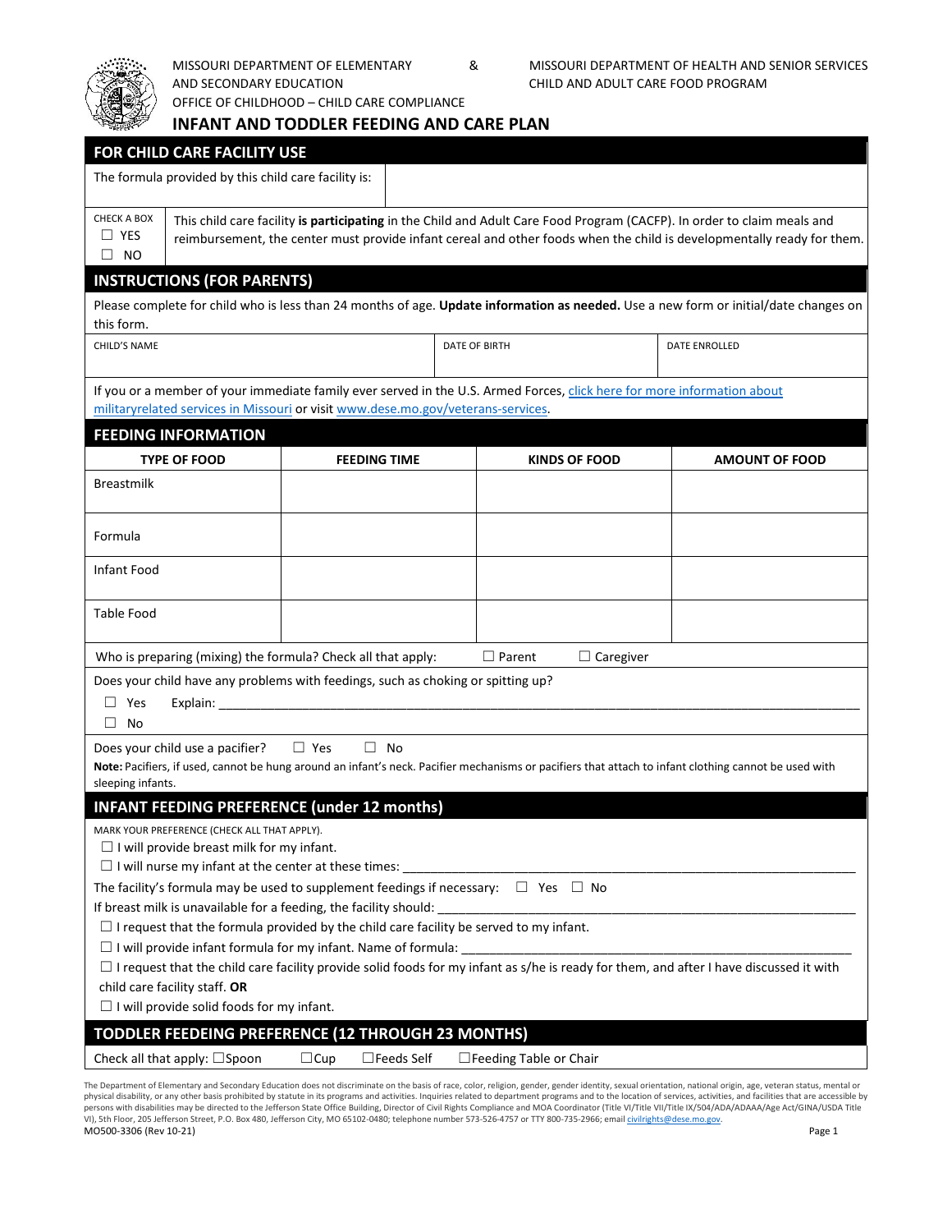MISSOURI DEPARTMENT OF ELEMENTARY AND SECONDARY EDUCATION & MISSOURI DEPARTMENT OF HEALTH AND SENIOR SERVICES
OFFICE OF CHILDHOOD – CHILD CARE COMPLIANCE
CHILD AND ADULT CARE FOOD PROGRAM

# INFANT AND TODDLER FEEDING AND CARE PLAN

## FOR CHILD CARE FACILITY USE

| The formula provided by this child care facility is: | |
|---|---|

CHECK A BOX
☐ YES
☐ NO

This child care facility **is participating** in the Child and Adult Care Food Program (CACFP). In order to claim meals and reimbursement, the center must provide infant cereal and other foods when the child is developmentally ready for them.

## INSTRUCTIONS (FOR PARENTS)

Please complete for child who is less than 24 months of age. **Update information as needed.** Use a new form or initial/date changes on this form.

| CHILD'S NAME | DATE OF BIRTH | DATE ENROLLED |
|---|---|---|
| | | |

If you or a member of your immediate family ever served in the U.S. Armed Forces, click here for more information about militaryrelated services in Missouri or visit www.dese.mo.gov/veterans-services.

## FEEDING INFORMATION

| TYPE OF FOOD | FEEDING TIME | KINDS OF FOOD | AMOUNT OF FOOD |
|---|---|---|---|
| Breastmilk | | | |
| Formula | | | |
| Infant Food | | | |
| Table Food | | | |

Who is preparing (mixing) the formula? Check all that apply: ☐ Parent ☐ Caregiver

Does your child have any problems with feedings, such as choking or spitting up?
☐ Yes Explain: \_\_\_\_\_\_\_\_\_\_\_\_\_\_\_\_\_\_\_\_\_\_\_\_\_\_\_\_\_\_\_\_\_\_\_\_\_\_\_\_
☐ No

Does your child use a pacifier? ☐ Yes ☐ No

**Note:** Pacifiers, if used, cannot be hung around an infant's neck. Pacifier mechanisms or pacifiers that attach to infant clothing cannot be used with sleeping infants.

## INFANT FEEDING PREFERENCE (under 12 months)

MARK YOUR PREFERENCE (CHECK ALL THAT APPLY).

☐ I will provide breast milk for my infant.
☐ I will nurse my infant at the center at these times: \_\_\_\_\_\_\_\_\_\_\_\_\_\_\_\_\_\_\_\_\_\_\_\_\_\_\_\_\_\_\_\_\_\_\_\_\_\_\_\_

The facility's formula may be used to supplement feedings if necessary: ☐ Yes ☐ No

If breast milk is unavailable for a feeding, the facility should: \_\_\_\_\_\_\_\_\_\_\_\_\_\_\_\_\_\_\_\_\_\_\_\_\_\_\_\_\_\_\_\_\_\_\_\_\_\_\_\_

☐ I request that the formula provided by the child care facility be served to my infant.
☐ I will provide infant formula for my infant. Name of formula: \_\_\_\_\_\_\_\_\_\_\_\_\_\_\_\_\_\_\_\_\_\_\_\_\_\_\_\_\_\_\_\_\_\_\_\_\_\_\_\_
☐ I request that the child care facility provide solid foods for my infant as s/he is ready for them, and after I have discussed it with child care facility staff. **OR**
☐ I will provide solid foods for my infant.

## TODDLER FEEDEING PREFERENCE (12 THROUGH 23 MONTHS)

Check all that apply: ☐Spoon ☐Cup ☐Feeds Self ☐Feeding Table or Chair

The Department of Elementary and Secondary Education does not discriminate on the basis of race, color, religion, gender, gender identity, sexual orientation, national origin, age, veteran status, mental or physical disability, or any other basis prohibited by statute in its programs and activities. Inquiries related to department programs and to the location of services, activities, and facilities that are accessible by persons with disabilities may be directed to the Jefferson State Office Building, Director of Civil Rights Compliance and MOA Coordinator (Title VI/Title VII/Title IX/504/ADA/ADAAA/Age Act/GINA/USDA Title VI), 5th Floor, 205 Jefferson Street, P.O. Box 480, Jefferson City, MO 65102-0480; telephone number 573-526-4757 or TTY 800-735-2966; email civilrights@dese.mo.gov.

MO500-3306 (Rev 10-21)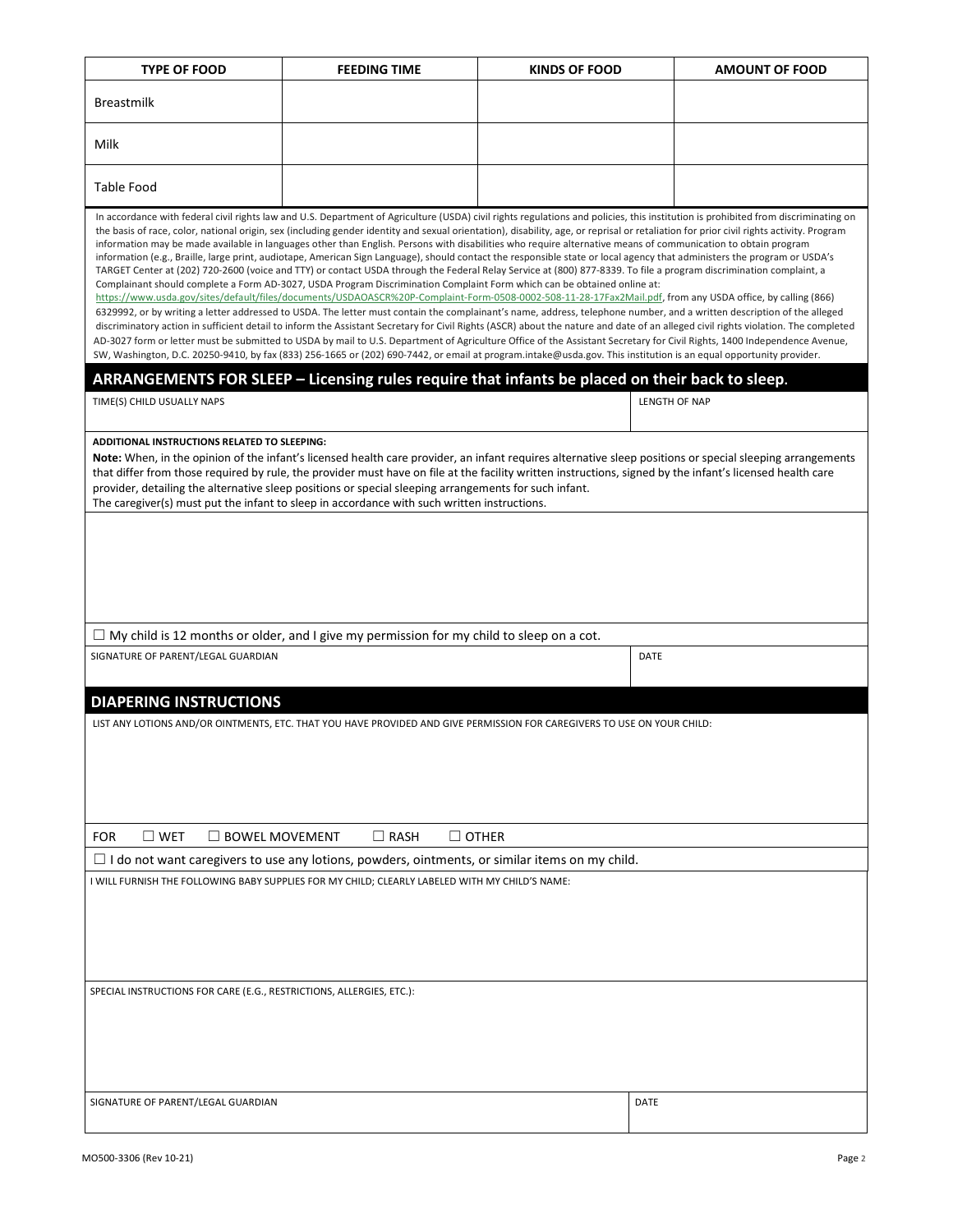| TYPE OF FOOD | FEEDING TIME | KINDS OF FOOD | AMOUNT OF FOOD |
| --- | --- | --- | --- |
| Breastmilk | | | |
| Milk | | | |
| Table Food | | | |

In accordance with federal civil rights law and U.S. Department of Agriculture (USDA) civil rights regulations and policies, this institution is prohibited from discriminating on the basis of race, color, national origin, sex (including gender identity and sexual orientation), disability, age, or reprisal or retaliation for prior civil rights activity. Program information may be made available in languages other than English. Persons with disabilities who require alternative means of communication to obtain program information (e.g., Braille, large print, audiotape, American Sign Language), should contact the responsible state or local agency that administers the program or USDA's TARGET Center at (202) 720-2600 (voice and TTY) or contact USDA through the Federal Relay Service at (800) 877-8339. To file a program discrimination complaint, a Complainant should complete a Form AD-3027, USDA Program Discrimination Complaint Form which can be obtained online at: https://www.usda.gov/sites/default/files/documents/USDAOASCR%20P-Complaint-Form-0508-0002-508-11-28-17Fax2Mail.pdf, from any USDA office, by calling (866) 6329992, or by writing a letter addressed to USDA. The letter must contain the complainant's name, address, telephone number, and a written description of the alleged discriminatory action in sufficient detail to inform the Assistant Secretary for Civil Rights (ASCR) about the nature and date of an alleged civil rights violation. The completed AD-3027 form or letter must be submitted to USDA by mail to U.S. Department of Agriculture Office of the Assistant Secretary for Civil Rights, 1400 Independence Avenue, SW, Washington, D.C. 20250-9410, by fax (833) 256-1665 or (202) 690-7442, or email at program.intake@usda.gov. This institution is an equal opportunity provider.

## ARRANGEMENTS FOR SLEEP – Licensing rules require that infants be placed on their back to sleep.

| TIME(S) CHILD USUALLY NAPS | LENGTH OF NAP |
| --- | --- |
| | |

**ADDITIONAL INSTRUCTIONS RELATED TO SLEEPING:**

**Note:** When, in the opinion of the infant's licensed health care provider, an infant requires alternative sleep positions or special sleeping arrangements that differ from those required by rule, the provider must have on file at the facility written instructions, signed by the infant's licensed health care provider, detailing the alternative sleep positions or special sleeping arrangements for such infant.
The caregiver(s) must put the infant to sleep in accordance with such written instructions.

☐ My child is 12 months or older, and I give my permission for my child to sleep on a cot.

| SIGNATURE OF PARENT/LEGAL GUARDIAN | DATE |
| --- | --- |
| | |

## DIAPERING INSTRUCTIONS

LIST ANY LOTIONS AND/OR OINTMENTS, ETC. THAT YOU HAVE PROVIDED AND GIVE PERMISSION FOR CAREGIVERS TO USE ON YOUR CHILD:

FOR ☐ WET ☐ BOWEL MOVEMENT ☐ RASH ☐ OTHER

☐ I do not want caregivers to use any lotions, powders, ointments, or similar items on my child.

I WILL FURNISH THE FOLLOWING BABY SUPPLIES FOR MY CHILD; CLEARLY LABELED WITH MY CHILD'S NAME:

SPECIAL INSTRUCTIONS FOR CARE (E.G., RESTRICTIONS, ALLERGIES, ETC.):

| SIGNATURE OF PARENT/LEGAL GUARDIAN | DATE |
| --- | --- |
| | |

MO500-3306 (Rev 10-21)